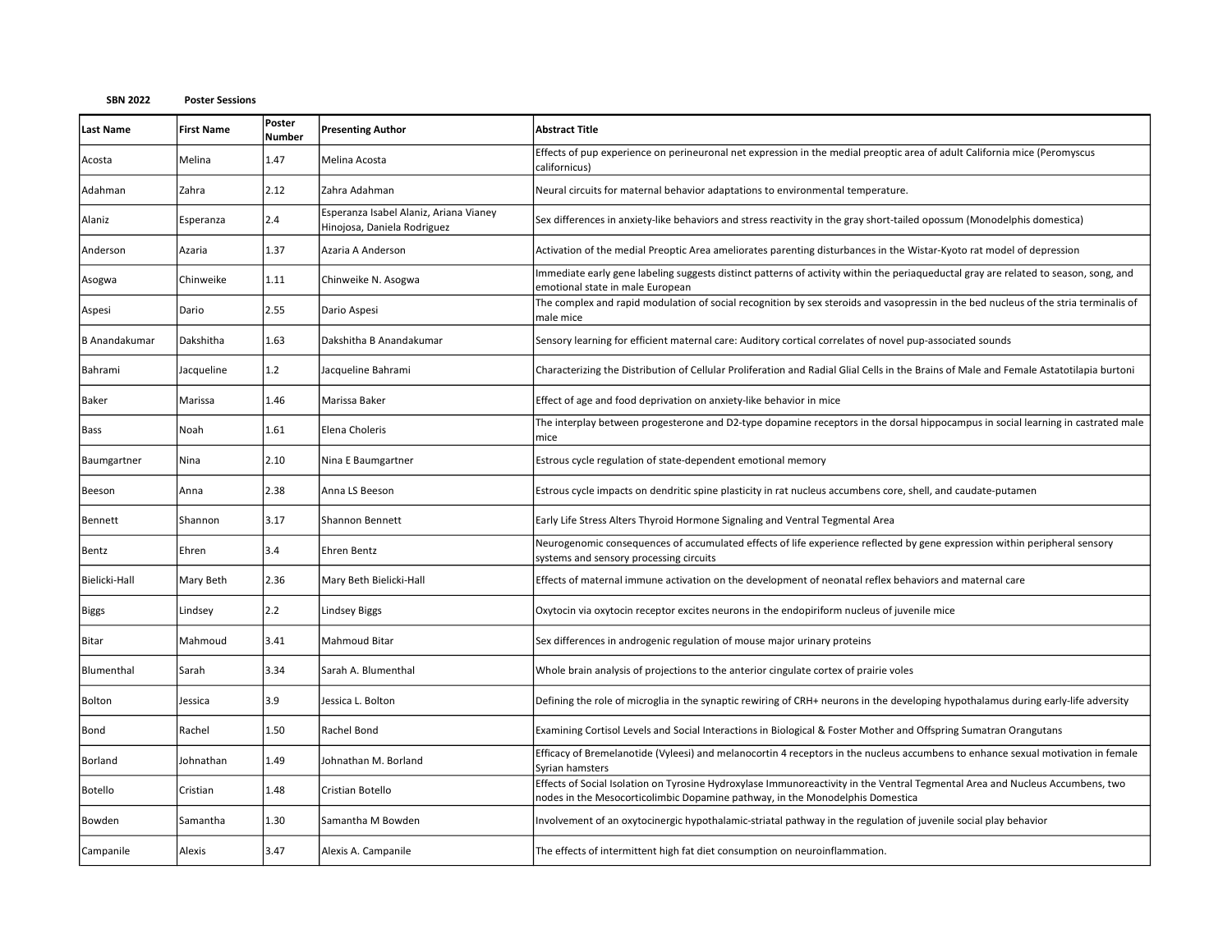**SBN 2022** **Poster Sessions**

| Last Name | First Name | Poster Number | Presenting Author | Abstract Title |
|---|---|---|---|---|
| Acosta | Melina | 1.47 | Melina Acosta | Effects of pup experience on perineuronal net expression in the medial preoptic area of adult California mice (Peromyscus californicus) |
| Adahman | Zahra | 2.12 | Zahra Adahman | Neural circuits for maternal behavior adaptations to environmental temperature. |
| Alaniz | Esperanza | 2.4 | Esperanza Isabel Alaniz, Ariana Vianey Hinojosa, Daniela Rodriguez | Sex differences in anxiety-like behaviors and stress reactivity in the gray short-tailed opossum (Monodelphis domestica) |
| Anderson | Azaria | 1.37 | Azaria A Anderson | Activation of the medial Preoptic Area ameliorates parenting disturbances in the Wistar-Kyoto rat model of depression |
| Asogwa | Chinweike | 1.11 | Chinweike N. Asogwa | Immediate early gene labeling suggests distinct patterns of activity within the periaqueductal gray are related to season, song, and emotional state in male European |
| Aspesi | Dario | 2.55 | Dario Aspesi | The complex and rapid modulation of social recognition by sex steroids and vasopressin in the bed nucleus of the stria terminalis of male mice |
| B Anandakumar | Dakshitha | 1.63 | Dakshitha B Anandakumar | Sensory learning for efficient maternal care: Auditory cortical correlates of novel pup-associated sounds |
| Bahrami | Jacqueline | 1.2 | Jacqueline Bahrami | Characterizing the Distribution of Cellular Proliferation and Radial Glial Cells in the Brains of Male and Female Astatotilapia burtoni |
| Baker | Marissa | 1.46 | Marissa Baker | Effect of age and food deprivation on anxiety-like behavior in mice |
| Bass | Noah | 1.61 | Elena Choleris | The interplay between progesterone and D2-type dopamine receptors in the dorsal hippocampus in social learning in castrated male mice |
| Baumgartner | Nina | 2.10 | Nina E Baumgartner | Estrous cycle regulation of state-dependent emotional memory |
| Beeson | Anna | 2.38 | Anna LS Beeson | Estrous cycle impacts on dendritic spine plasticity in rat nucleus accumbens core, shell, and caudate-putamen |
| Bennett | Shannon | 3.17 | Shannon Bennett | Early Life Stress Alters Thyroid Hormone Signaling and Ventral Tegmental Area |
| Bentz | Ehren | 3.4 | Ehren Bentz | Neurogenomic consequences of accumulated effects of life experience reflected by gene expression within peripheral sensory systems and sensory processing circuits |
| Bielicki-Hall | Mary Beth | 2.36 | Mary Beth Bielicki-Hall | Effects of maternal immune activation on the development of neonatal reflex behaviors and maternal care |
| Biggs | Lindsey | 2.2 | Lindsey Biggs | Oxytocin via oxytocin receptor excites neurons in the endopiriform nucleus of juvenile mice |
| Bitar | Mahmoud | 3.41 | Mahmoud Bitar | Sex differences in androgenic regulation of mouse major urinary proteins |
| Blumenthal | Sarah | 3.34 | Sarah A. Blumenthal | Whole brain analysis of projections to the anterior cingulate cortex of prairie voles |
| Bolton | Jessica | 3.9 | Jessica L. Bolton | Defining the role of microglia in the synaptic rewiring of CRH+ neurons in the developing hypothalamus during early-life adversity |
| Bond | Rachel | 1.50 | Rachel Bond | Examining Cortisol Levels and Social Interactions in Biological & Foster Mother and Offspring Sumatran Orangutans |
| Borland | Johnathan | 1.49 | Johnathan M. Borland | Efficacy of Bremelanotide (Vyleesi) and melanocortin 4 receptors in the nucleus accumbens to enhance sexual motivation in female Syrian hamsters |
| Botello | Cristian | 1.48 | Cristian Botello | Effects of Social Isolation on Tyrosine Hydroxylase Immunoreactivity in the Ventral Tegmental Area and Nucleus Accumbens, two nodes in the Mesocorticolimbic Dopamine pathway, in the Monodelphis Domestica |
| Bowden | Samantha | 1.30 | Samantha M Bowden | Involvement of an oxytocinergic hypothalamic-striatal pathway in the regulation of juvenile social play behavior |
| Campanile | Alexis | 3.47 | Alexis A. Campanile | The effects of intermittent high fat diet consumption on neuroinflammation. |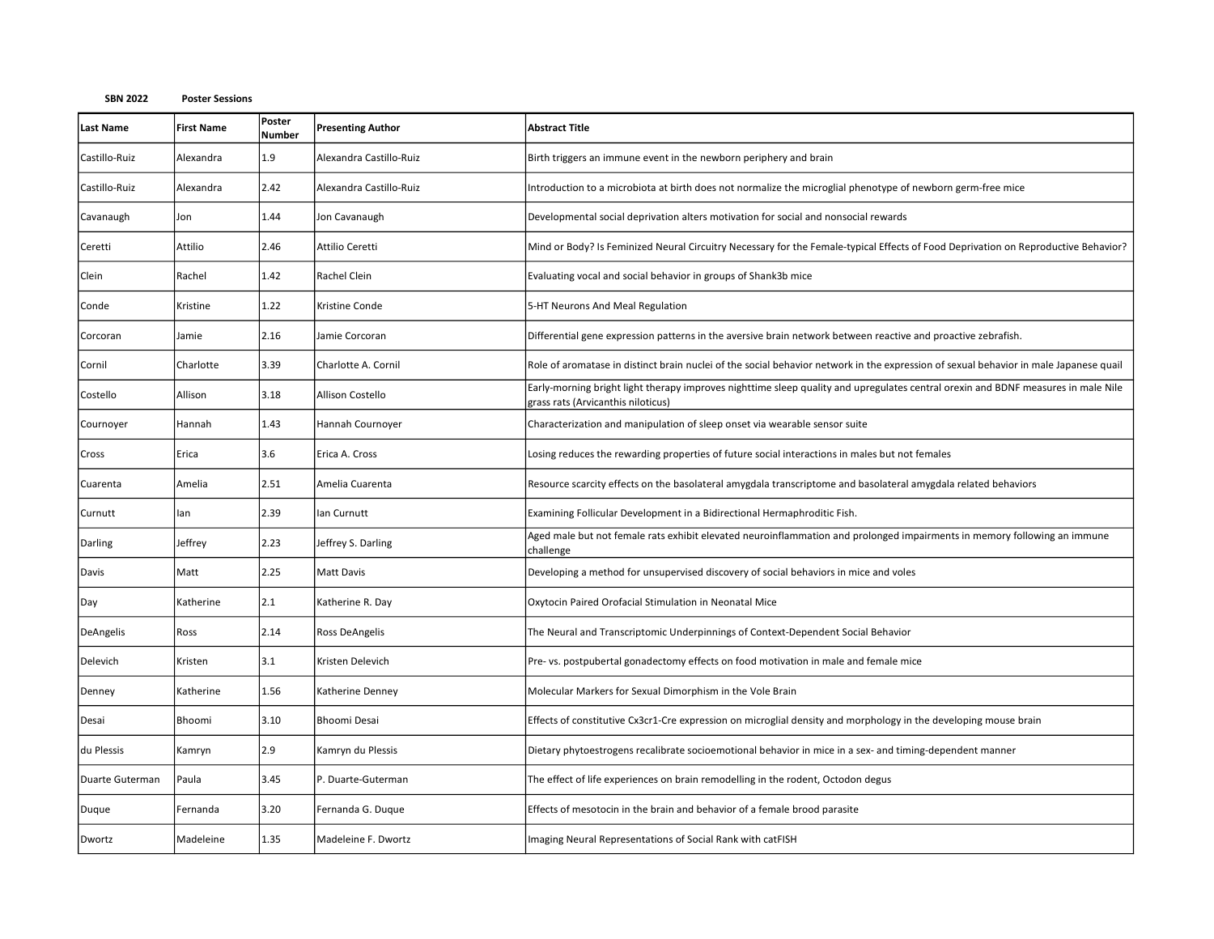**SBN 2022** **Poster Sessions**

| Last Name | First Name | Poster Number | Presenting Author | Abstract Title |
|---|---|---|---|---|
| Castillo-Ruiz | Alexandra | 1.9 | Alexandra Castillo-Ruiz | Birth triggers an immune event in the newborn periphery and brain |
| Castillo-Ruiz | Alexandra | 2.42 | Alexandra Castillo-Ruiz | Introduction to a microbiota at birth does not normalize the microglial phenotype of newborn germ-free mice |
| Cavanaugh | Jon | 1.44 | Jon Cavanaugh | Developmental social deprivation alters motivation for social and nonsocial rewards |
| Ceretti | Attilio | 2.46 | Attilio Ceretti | Mind or Body? Is Feminized Neural Circuitry Necessary for the Female-typical Effects of Food Deprivation on Reproductive Behavior? |
| Clein | Rachel | 1.42 | Rachel Clein | Evaluating vocal and social behavior in groups of Shank3b mice |
| Conde | Kristine | 1.22 | Kristine Conde | 5-HT Neurons And Meal Regulation |
| Corcoran | Jamie | 2.16 | Jamie Corcoran | Differential gene expression patterns in the aversive brain network between reactive and proactive zebrafish. |
| Cornil | Charlotte | 3.39 | Charlotte A. Cornil | Role of aromatase in distinct brain nuclei of the social behavior network in the expression of sexual behavior in male Japanese quail |
| Costello | Allison | 3.18 | Allison Costello | Early-morning bright light therapy improves nighttime sleep quality and upregulates central orexin and BDNF measures in male Nile grass rats (Arvicanthis niloticus) |
| Cournoyer | Hannah | 1.43 | Hannah Cournoyer | Characterization and manipulation of sleep onset via wearable sensor suite |
| Cross | Erica | 3.6 | Erica A. Cross | Losing reduces the rewarding properties of future social interactions in males but not females |
| Cuarenta | Amelia | 2.51 | Amelia Cuarenta | Resource scarcity effects on the basolateral amygdala transcriptome and basolateral amygdala related behaviors |
| Curnutt | Ian | 2.39 | Ian Curnutt | Examining Follicular Development in a Bidirectional Hermaphroditic Fish. |
| Darling | Jeffrey | 2.23 | Jeffrey S. Darling | Aged male but not female rats exhibit elevated neuroinflammation and prolonged impairments in memory following an immune challenge |
| Davis | Matt | 2.25 | Matt Davis | Developing a method for unsupervised discovery of social behaviors in mice and voles |
| Day | Katherine | 2.1 | Katherine R. Day | Oxytocin Paired Orofacial Stimulation in Neonatal Mice |
| DeAngelis | Ross | 2.14 | Ross DeAngelis | The Neural and Transcriptomic Underpinnings of Context-Dependent Social Behavior |
| Delevich | Kristen | 3.1 | Kristen Delevich | Pre- vs. postpubertal gonadectomy effects on food motivation in male and female mice |
| Denney | Katherine | 1.56 | Katherine Denney | Molecular Markers for Sexual Dimorphism in the Vole Brain |
| Desai | Bhoomi | 3.10 | Bhoomi Desai | Effects of constitutive Cx3cr1-Cre expression on microglial density and morphology in the developing mouse brain |
| du Plessis | Kamryn | 2.9 | Kamryn du Plessis | Dietary phytoestrogens recalibrate socioemotional behavior in mice in a sex- and timing-dependent manner |
| Duarte Guterman | Paula | 3.45 | P. Duarte-Guterman | The effect of life experiences on brain remodelling in the rodent, Octodon degus |
| Duque | Fernanda | 3.20 | Fernanda G. Duque | Effects of mesotocin in the brain and behavior of a female brood parasite |
| Dwortz | Madeleine | 1.35 | Madeleine F. Dwortz | Imaging Neural Representations of Social Rank with catFISH |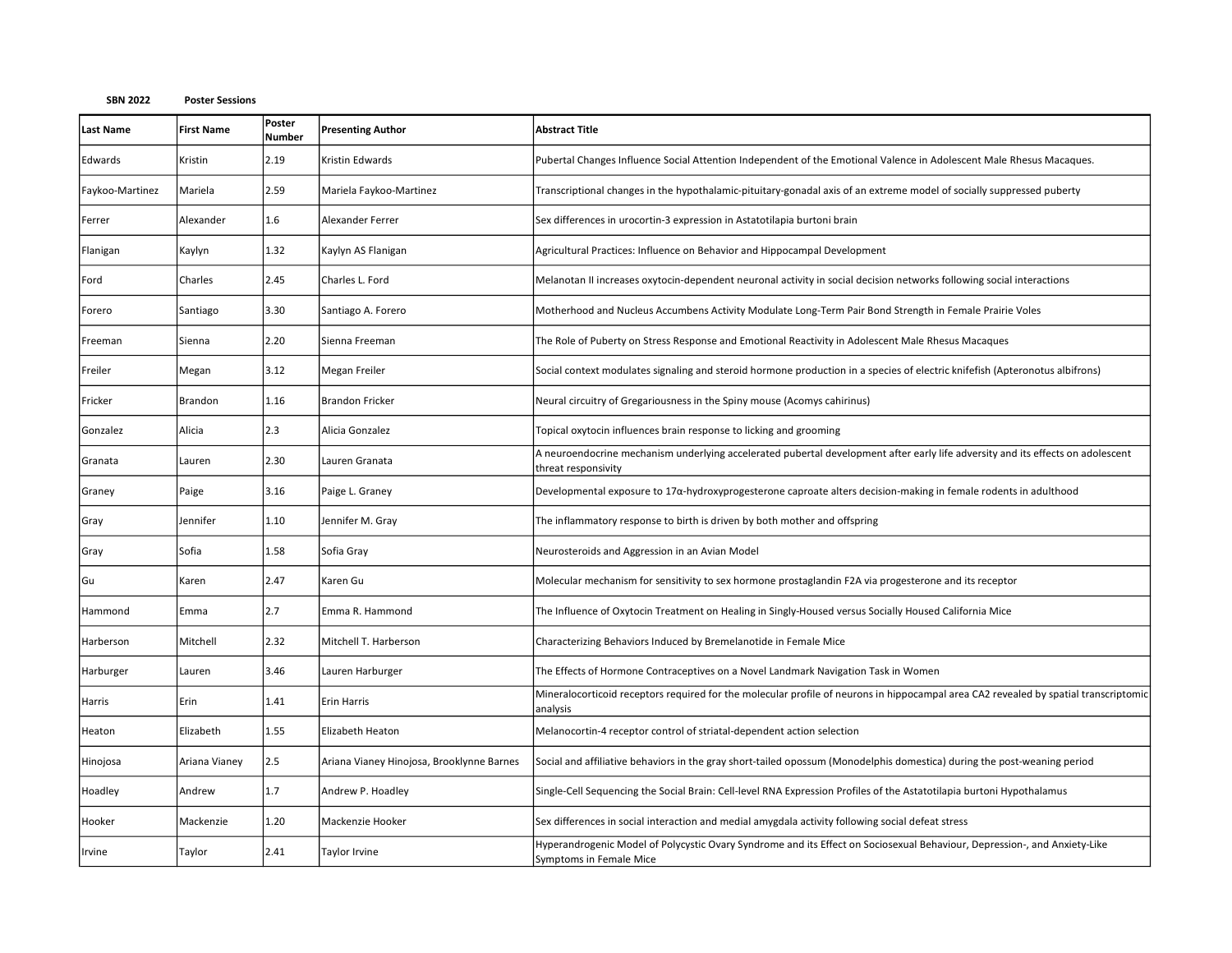**SBN 2022** **Poster Sessions**

| Last Name | First Name | Poster Number | Presenting Author | Abstract Title |
|---|---|---|---|---|
| Edwards | Kristin | 2.19 | Kristin Edwards | Pubertal Changes Influence Social Attention Independent of the Emotional Valence in Adolescent Male Rhesus Macaques. |
| Faykoo-Martinez | Mariela | 2.59 | Mariela Faykoo-Martinez | Transcriptional changes in the hypothalamic-pituitary-gonadal axis of an extreme model of socially suppressed puberty |
| Ferrer | Alexander | 1.6 | Alexander Ferrer | Sex differences in urocortin-3 expression in Astatotilapia burtoni brain |
| Flanigan | Kaylyn | 1.32 | Kaylyn AS Flanigan | Agricultural Practices: Influence on Behavior and Hippocampal Development |
| Ford | Charles | 2.45 | Charles L. Ford | Melanotan II increases oxytocin-dependent neuronal activity in social decision networks following social interactions |
| Forero | Santiago | 3.30 | Santiago A. Forero | Motherhood and Nucleus Accumbens Activity Modulate Long-Term Pair Bond Strength in Female Prairie Voles |
| Freeman | Sienna | 2.20 | Sienna Freeman | The Role of Puberty on Stress Response and Emotional Reactivity in Adolescent Male Rhesus Macaques |
| Freiler | Megan | 3.12 | Megan Freiler | Social context modulates signaling and steroid hormone production in a species of electric knifefish (Apteronotus albifrons) |
| Fricker | Brandon | 1.16 | Brandon Fricker | Neural circuitry of Gregariousness in the Spiny mouse (Acomys cahirinus) |
| Gonzalez | Alicia | 2.3 | Alicia Gonzalez | Topical oxytocin influences brain response to licking and grooming |
| Granata | Lauren | 2.30 | Lauren Granata | A neuroendocrine mechanism underlying accelerated pubertal development after early life adversity and its effects on adolescent threat responsivity |
| Graney | Paige | 3.16 | Paige L. Graney | Developmental exposure to 17α-hydroxyprogesterone caproate alters decision-making in female rodents in adulthood |
| Gray | Jennifer | 1.10 | Jennifer M. Gray | The inflammatory response to birth is driven by both mother and offspring |
| Gray | Sofia | 1.58 | Sofia Gray | Neurosteroids and Aggression in an Avian Model |
| Gu | Karen | 2.47 | Karen Gu | Molecular mechanism for sensitivity to sex hormone prostaglandin F2A via progesterone and its receptor |
| Hammond | Emma | 2.7 | Emma R. Hammond | The Influence of Oxytocin Treatment on Healing in Singly-Housed versus Socially Housed California Mice |
| Harberson | Mitchell | 2.32 | Mitchell T. Harberson | Characterizing Behaviors Induced by Bremelanotide in Female Mice |
| Harburger | Lauren | 3.46 | Lauren Harburger | The Effects of Hormone Contraceptives on a Novel Landmark Navigation Task in Women |
| Harris | Erin | 1.41 | Erin Harris | Mineralocorticoid receptors required for the molecular profile of neurons in hippocampal area CA2 revealed by spatial transcriptomic analysis |
| Heaton | Elizabeth | 1.55 | Elizabeth Heaton | Melanocortin-4 receptor control of striatal-dependent action selection |
| Hinojosa | Ariana Vianey | 2.5 | Ariana Vianey Hinojosa, Brooklynne Barnes | Social and affiliative behaviors in the gray short-tailed opossum (Monodelphis domestica) during the post-weaning period |
| Hoadley | Andrew | 1.7 | Andrew P. Hoadley | Single-Cell Sequencing the Social Brain: Cell-level RNA Expression Profiles of the Astatotilapia burtoni Hypothalamus |
| Hooker | Mackenzie | 1.20 | Mackenzie Hooker | Sex differences in social interaction and medial amygdala activity following social defeat stress |
| Irvine | Taylor | 2.41 | Taylor Irvine | Hyperandrogenic Model of Polycystic Ovary Syndrome and its Effect on Sociosexual Behaviour, Depression-, and Anxiety-Like Symptoms in Female Mice |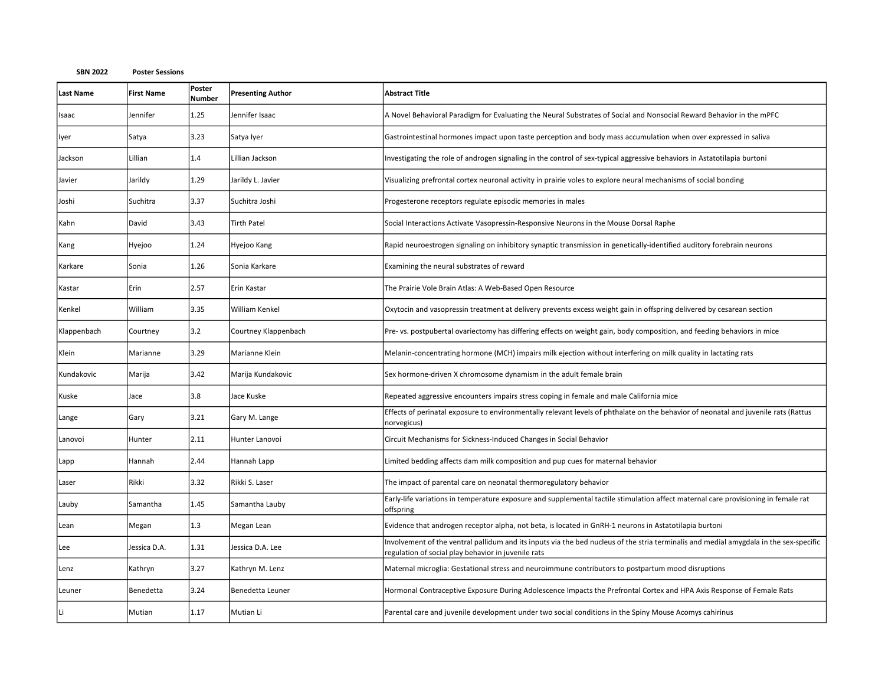**SBN 2022** **Poster Sessions**

| Last Name | First Name | Poster Number | Presenting Author | Abstract Title |
|---|---|---|---|---|
| Isaac | Jennifer | 1.25 | Jennifer Isaac | A Novel Behavioral Paradigm for Evaluating the Neural Substrates of Social and Nonsocial Reward Behavior in the mPFC |
| Iyer | Satya | 3.23 | Satya Iyer | Gastrointestinal hormones impact upon taste perception and body mass accumulation when over expressed in saliva |
| Jackson | Lillian | 1.4 | Lillian Jackson | Investigating the role of androgen signaling in the control of sex-typical aggressive behaviors in Astatotilapia burtoni |
| Javier | Jarildy | 1.29 | Jarildy L. Javier | Visualizing prefrontal cortex neuronal activity in prairie voles to explore neural mechanisms of social bonding |
| Joshi | Suchitra | 3.37 | Suchitra Joshi | Progesterone receptors regulate episodic memories in males |
| Kahn | David | 3.43 | Tirth Patel | Social Interactions Activate Vasopressin-Responsive Neurons in the Mouse Dorsal Raphe |
| Kang | Hyejoo | 1.24 | Hyejoo Kang | Rapid neuroestrogen signaling on inhibitory synaptic transmission in genetically-identified auditory forebrain neurons |
| Karkare | Sonia | 1.26 | Sonia Karkare | Examining the neural substrates of reward |
| Kastar | Erin | 2.57 | Erin Kastar | The Prairie Vole Brain Atlas: A Web-Based Open Resource |
| Kenkel | William | 3.35 | William Kenkel | Oxytocin and vasopressin treatment at delivery prevents excess weight gain in offspring delivered by cesarean section |
| Klappenbach | Courtney | 3.2 | Courtney Klappenbach | Pre- vs. postpubertal ovariectomy has differing effects on weight gain, body composition, and feeding behaviors in mice |
| Klein | Marianne | 3.29 | Marianne Klein | Melanin-concentrating hormone (MCH) impairs milk ejection without interfering on milk quality in lactating rats |
| Kundakovic | Marija | 3.42 | Marija Kundakovic | Sex hormone-driven X chromosome dynamism in the adult female brain |
| Kuske | Jace | 3.8 | Jace Kuske | Repeated aggressive encounters impairs stress coping in female and male California mice |
| Lange | Gary | 3.21 | Gary M. Lange | Effects of perinatal exposure to environmentally relevant levels of phthalate on the behavior of neonatal and juvenile rats (Rattus norvegicus) |
| Lanovoi | Hunter | 2.11 | Hunter Lanovoi | Circuit Mechanisms for Sickness-Induced Changes in Social Behavior |
| Lapp | Hannah | 2.44 | Hannah Lapp | Limited bedding affects dam milk composition and pup cues for maternal behavior |
| Laser | Rikki | 3.32 | Rikki S. Laser | The impact of parental care on neonatal thermoregulatory behavior |
| Lauby | Samantha | 1.45 | Samantha Lauby | Early-life variations in temperature exposure and supplemental tactile stimulation affect maternal care provisioning in female rat offspring |
| Lean | Megan | 1.3 | Megan Lean | Evidence that androgen receptor alpha, not beta, is located in GnRH-1 neurons in Astatotilapia burtoni |
| Lee | Jessica D.A. | 1.31 | Jessica D.A. Lee | Involvement of the ventral pallidum and its inputs via the bed nucleus of the stria terminalis and medial amygdala in the sex-specific regulation of social play behavior in juvenile rats |
| Lenz | Kathryn | 3.27 | Kathryn M. Lenz | Maternal microglia: Gestational stress and neuroimmune contributors to postpartum mood disruptions |
| Leuner | Benedetta | 3.24 | Benedetta Leuner | Hormonal Contraceptive Exposure During Adolescence Impacts the Prefrontal Cortex and HPA Axis Response of Female Rats |
| Li | Mutian | 1.17 | Mutian Li | Parental care and juvenile development under two social conditions in the Spiny Mouse Acomys cahirinus |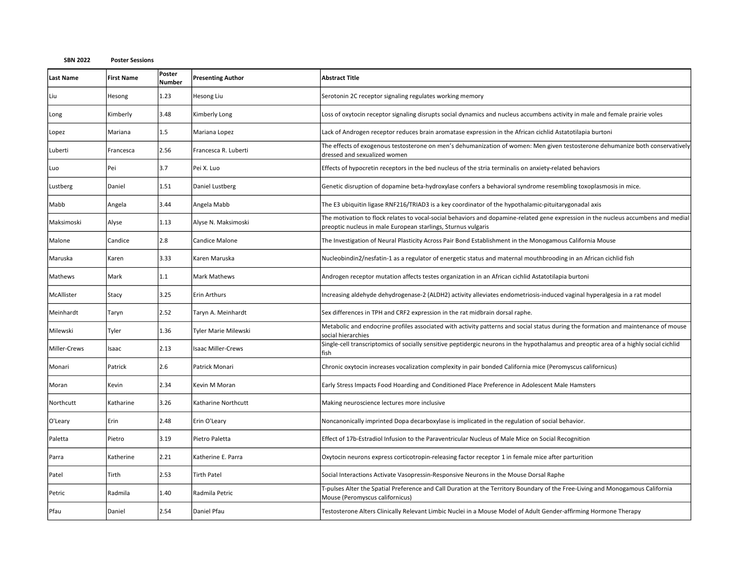**SBN 2022** **Poster Sessions**

| Last Name | First Name | Poster Number | Presenting Author | Abstract Title |
|---|---|---|---|---|
| Liu | Hesong | 1.23 | Hesong Liu | Serotonin 2C receptor signaling regulates working memory |
| Long | Kimberly | 3.48 | Kimberly Long | Loss of oxytocin receptor signaling disrupts social dynamics and nucleus accumbens activity in male and female prairie voles |
| Lopez | Mariana | 1.5 | Mariana Lopez | Lack of Androgen receptor reduces brain aromatase expression in the African cichlid Astatotilapia burtoni |
| Luberti | Francesca | 2.56 | Francesca R. Luberti | The effects of exogenous testosterone on men's dehumanization of women: Men given testosterone dehumanize both conservatively dressed and sexualized women |
| Luo | Pei | 3.7 | Pei X. Luo | Effects of hypocretin receptors in the bed nucleus of the stria terminalis on anxiety-related behaviors |
| Lustberg | Daniel | 1.51 | Daniel Lustberg | Genetic disruption of dopamine beta-hydroxylase confers a behavioral syndrome resembling toxoplasmosis in mice. |
| Mabb | Angela | 3.44 | Angela Mabb | The E3 ubiquitin ligase RNF216/TRIAD3 is a key coordinator of the hypothalamic-pituitarygonadal axis |
| Maksimoski | Alyse | 1.13 | Alyse N. Maksimoski | The motivation to flock relates to vocal-social behaviors and dopamine-related gene expression in the nucleus accumbens and medial preoptic nucleus in male European starlings, Sturnus vulgaris |
| Malone | Candice | 2.8 | Candice Malone | The Investigation of Neural Plasticity Across Pair Bond Establishment in the Monogamous California Mouse |
| Maruska | Karen | 3.33 | Karen Maruska | Nucleobindin2/nesfatin-1 as a regulator of energetic status and maternal mouthbrooding in an African cichlid fish |
| Mathews | Mark | 1.1 | Mark Mathews | Androgen receptor mutation affects testes organization in an African cichlid Astatotilapia burtoni |
| McAllister | Stacy | 3.25 | Erin Arthurs | Increasing aldehyde dehydrogenase-2 (ALDH2) activity alleviates endometriosis-induced vaginal hyperalgesia in a rat model |
| Meinhardt | Taryn | 2.52 | Taryn A. Meinhardt | Sex differences in TPH and CRF2 expression in the rat midbrain dorsal raphe. |
| Milewski | Tyler | 1.36 | Tyler Marie Milewski | Metabolic and endocrine profiles associated with activity patterns and social status during the formation and maintenance of mouse social hierarchies |
| Miller-Crews | Isaac | 2.13 | Isaac Miller-Crews | Single-cell transcriptomics of socially sensitive peptidergic neurons in the hypothalamus and preoptic area of a highly social cichlid fish |
| Monari | Patrick | 2.6 | Patrick Monari | Chronic oxytocin increases vocalization complexity in pair bonded California mice (Peromyscus californicus) |
| Moran | Kevin | 2.34 | Kevin M Moran | Early Stress Impacts Food Hoarding and Conditioned Place Preference in Adolescent Male Hamsters |
| Northcutt | Katharine | 3.26 | Katharine Northcutt | Making neuroscience lectures more inclusive |
| O'Leary | Erin | 2.48 | Erin O'Leary | Noncanonically imprinted Dopa decarboxylase is implicated in the regulation of social behavior. |
| Paletta | Pietro | 3.19 | Pietro Paletta | Effect of 17b-Estradiol Infusion to the Paraventricular Nucleus of Male Mice on Social Recognition |
| Parra | Katherine | 2.21 | Katherine E. Parra | Oxytocin neurons express corticotropin-releasing factor receptor 1 in female mice after parturition |
| Patel | Tirth | 2.53 | Tirth Patel | Social Interactions Activate Vasopressin-Responsive Neurons in the Mouse Dorsal Raphe |
| Petric | Radmila | 1.40 | Radmila Petric | T-pulses Alter the Spatial Preference and Call Duration at the Territory Boundary of the Free-Living and Monogamous California Mouse (Peromyscus californicus) |
| Pfau | Daniel | 2.54 | Daniel Pfau | Testosterone Alters Clinically Relevant Limbic Nuclei in a Mouse Model of Adult Gender-affirming Hormone Therapy |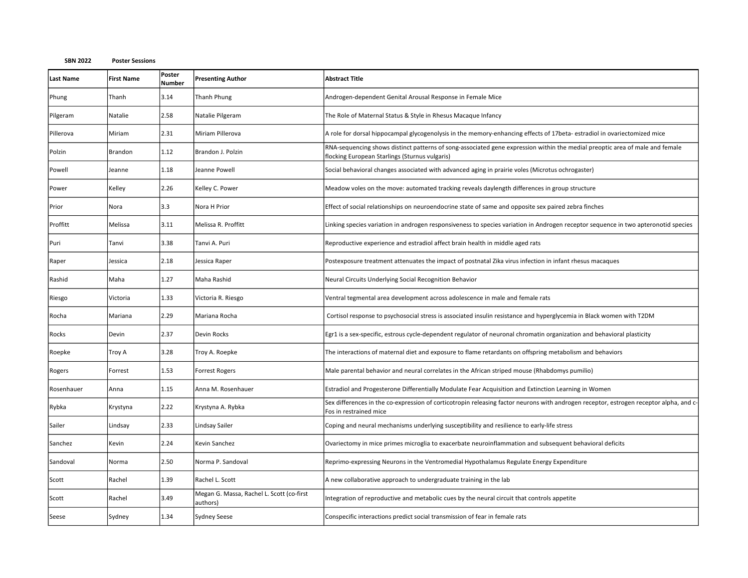**SBN 2022** **Poster Sessions**

| Last Name | First Name | Poster Number | Presenting Author | Abstract Title |
|---|---|---|---|---|
| Phung | Thanh | 3.14 | Thanh Phung | Androgen-dependent Genital Arousal Response in Female Mice |
| Pilgeram | Natalie | 2.58 | Natalie Pilgeram | The Role of Maternal Status & Style in Rhesus Macaque Infancy |
| Pillerova | Miriam | 2.31 | Miriam Pillerova | A role for dorsal hippocampal glycogenolysis in the memory-enhancing effects of 17beta- estradiol in ovariectomized mice |
| Polzin | Brandon | 1.12 | Brandon J. Polzin | RNA-sequencing shows distinct patterns of song-associated gene expression within the medial preoptic area of male and female flocking European Starlings (Sturnus vulgaris) |
| Powell | Jeanne | 1.18 | Jeanne Powell | Social behavioral changes associated with advanced aging in prairie voles (Microtus ochrogaster) |
| Power | Kelley | 2.26 | Kelley C. Power | Meadow voles on the move: automated tracking reveals daylength differences in group structure |
| Prior | Nora | 3.3 | Nora H Prior | Effect of social relationships on neuroendocrine state of same and opposite sex paired zebra finches |
| Proffitt | Melissa | 3.11 | Melissa R. Proffitt | Linking species variation in androgen responsiveness to species variation in Androgen receptor sequence in two apteronotid species |
| Puri | Tanvi | 3.38 | Tanvi A. Puri | Reproductive experience and estradiol affect brain health in middle aged rats |
| Raper | Jessica | 2.18 | Jessica Raper | Postexposure treatment attenuates the impact of postnatal Zika virus infection in infant rhesus macaques |
| Rashid | Maha | 1.27 | Maha Rashid | Neural Circuits Underlying Social Recognition Behavior |
| Riesgo | Victoria | 1.33 | Victoria R. Riesgo | Ventral tegmental area development across adolescence in male and female rats |
| Rocha | Mariana | 2.29 | Mariana Rocha | Cortisol response to psychosocial stress is associated insulin resistance and hyperglycemia in Black women with T2DM |
| Rocks | Devin | 2.37 | Devin Rocks | Egr1 is a sex-specific, estrous cycle-dependent regulator of neuronal chromatin organization and behavioral plasticity |
| Roepke | Troy A | 3.28 | Troy A. Roepke | The interactions of maternal diet and exposure to flame retardants on offspring metabolism and behaviors |
| Rogers | Forrest | 1.53 | Forrest Rogers | Male parental behavior and neural correlates in the African striped mouse (Rhabdomys pumilio) |
| Rosenhauer | Anna | 1.15 | Anna M. Rosenhauer | Estradiol and Progesterone Differentially Modulate Fear Acquisition and Extinction Learning in Women |
| Rybka | Krystyna | 2.22 | Krystyna A. Rybka | Sex differences in the co-expression of corticotropin releasing factor neurons with androgen receptor, estrogen receptor alpha, and c-Fos in restrained mice |
| Sailer | Lindsay | 2.33 | Lindsay Sailer | Coping and neural mechanisms underlying susceptibility and resilience to early-life stress |
| Sanchez | Kevin | 2.24 | Kevin Sanchez | Ovariectomy in mice primes microglia to exacerbate neuroinflammation and subsequent behavioral deficits |
| Sandoval | Norma | 2.50 | Norma P. Sandoval | Reprimo-expressing Neurons in the Ventromedial Hypothalamus Regulate Energy Expenditure |
| Scott | Rachel | 1.39 | Rachel L. Scott | A new collaborative approach to undergraduate training in the lab |
| Scott | Rachel | 3.49 | Megan G. Massa, Rachel L. Scott (co-first authors) | Integration of reproductive and metabolic cues by the neural circuit that controls appetite |
| Seese | Sydney | 1.34 | Sydney Seese | Conspecific interactions predict social transmission of fear in female rats |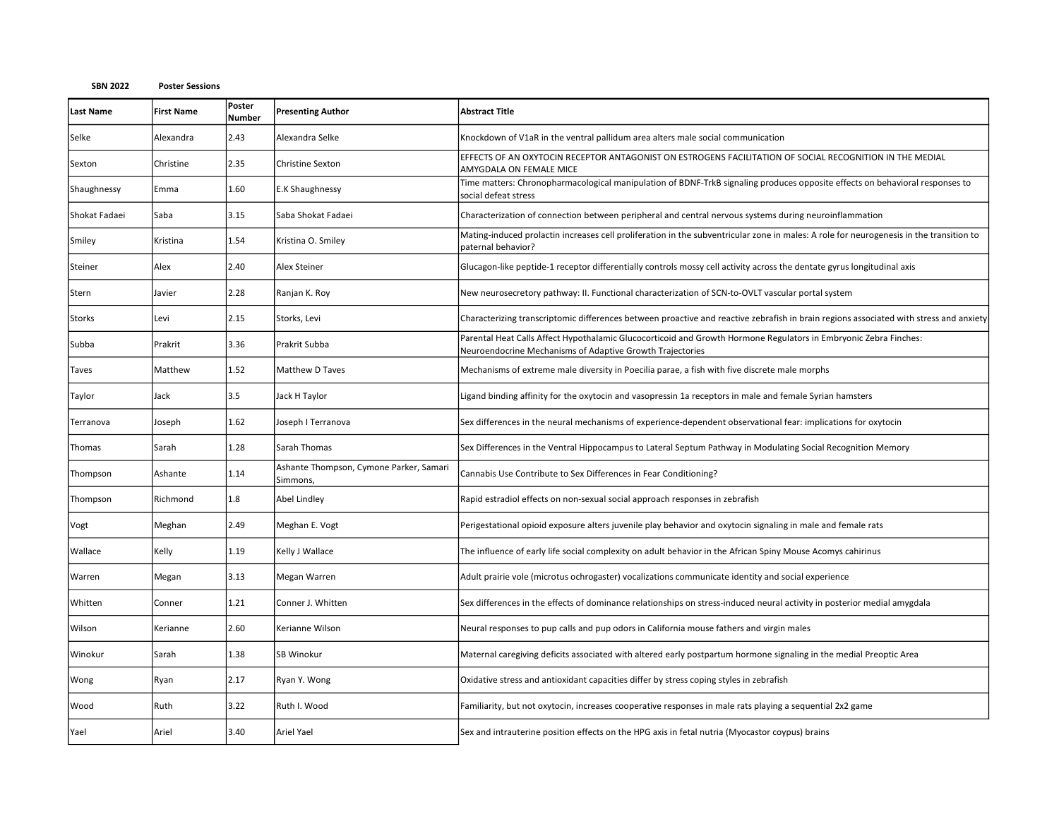**SBN 2022 Poster Sessions**

| Last Name | First Name | Poster Number | Presenting Author | Abstract Title |
|---|---|---|---|---|
| Selke | Alexandra | 2.43 | Alexandra Selke | Knockdown of V1aR in the ventral pallidum area alters male social communication |
| Sexton | Christine | 2.35 | Christine Sexton | EFFECTS OF AN OXYTOCIN RECEPTOR ANTAGONIST ON ESTROGENS FACILITATION OF SOCIAL RECOGNITION IN THE MEDIAL AMYGDALA ON FEMALE MICE |
| Shaughnessy | Emma | 1.60 | E.K Shaughnessy | Time matters: Chronopharmacological manipulation of BDNF-TrkB signaling produces opposite effects on behavioral responses to social defeat stress |
| Shokat Fadaei | Saba | 3.15 | Saba Shokat Fadaei | Characterization of connection between peripheral and central nervous systems during neuroinflammation |
| Smiley | Kristina | 1.54 | Kristina O. Smiley | Mating-induced prolactin increases cell proliferation in the subventricular zone in males: A role for neurogenesis in the transition to paternal behavior? |
| Steiner | Alex | 2.40 | Alex Steiner | Glucagon-like peptide-1 receptor differentially controls mossy cell activity across the dentate gyrus longitudinal axis |
| Stern | Javier | 2.28 | Ranjan K. Roy | New neurosecretory pathway: II. Functional characterization of SCN-to-OVLT vascular portal system |
| Storks | Levi | 2.15 | Storks, Levi | Characterizing transcriptomic differences between proactive and reactive zebrafish in brain regions associated with stress and anxiety |
| Subba | Prakrit | 3.36 | Prakrit Subba | Parental Heat Calls Affect Hypothalamic Glucocorticoid and Growth Hormone Regulators in Embryonic Zebra Finches: Neuroendocrine Mechanisms of Adaptive Growth Trajectories |
| Taves | Matthew | 1.52 | Matthew D Taves | Mechanisms of extreme male diversity in Poecilia parae, a fish with five discrete male morphs |
| Taylor | Jack | 3.5 | Jack H Taylor | Ligand binding affinity for the oxytocin and vasopressin 1a receptors in male and female Syrian hamsters |
| Terranova | Joseph | 1.62 | Joseph I Terranova | Sex differences in the neural mechanisms of experience-dependent observational fear: implications for oxytocin |
| Thomas | Sarah | 1.28 | Sarah Thomas | Sex Differences in the Ventral Hippocampus to Lateral Septum Pathway in Modulating Social Recognition Memory |
| Thompson | Ashante | 1.14 | Ashante Thompson, Cymone Parker, Samari Simmons, | Cannabis Use Contribute to Sex Differences in Fear Conditioning? |
| Thompson | Richmond | 1.8 | Abel Lindley | Rapid estradiol effects on non-sexual social approach responses in zebrafish |
| Vogt | Meghan | 2.49 | Meghan E. Vogt | Perigestational opioid exposure alters juvenile play behavior and oxytocin signaling in male and female rats |
| Wallace | Kelly | 1.19 | Kelly J Wallace | The influence of early life social complexity on adult behavior in the African Spiny Mouse Acomys cahirinus |
| Warren | Megan | 3.13 | Megan Warren | Adult prairie vole (microtus ochrogaster) vocalizations communicate identity and social experience |
| Whitten | Conner | 1.21 | Conner J. Whitten | Sex differences in the effects of dominance relationships on stress-induced neural activity in posterior medial amygdala |
| Wilson | Kerianne | 2.60 | Kerianne Wilson | Neural responses to pup calls and pup odors in California mouse fathers and virgin males |
| Winokur | Sarah | 1.38 | SB Winokur | Maternal caregiving deficits associated with altered early postpartum hormone signaling in the medial Preoptic Area |
| Wong | Ryan | 2.17 | Ryan Y. Wong | Oxidative stress and antioxidant capacities differ by stress coping styles in zebrafish |
| Wood | Ruth | 3.22 | Ruth I. Wood | Familiarity, but not oxytocin, increases cooperative responses in male rats playing a sequential 2x2 game |
| Yael | Ariel | 3.40 | Ariel Yael | Sex and intrauterine position effects on the HPG axis in fetal nutria (Myocastor coypus) brains |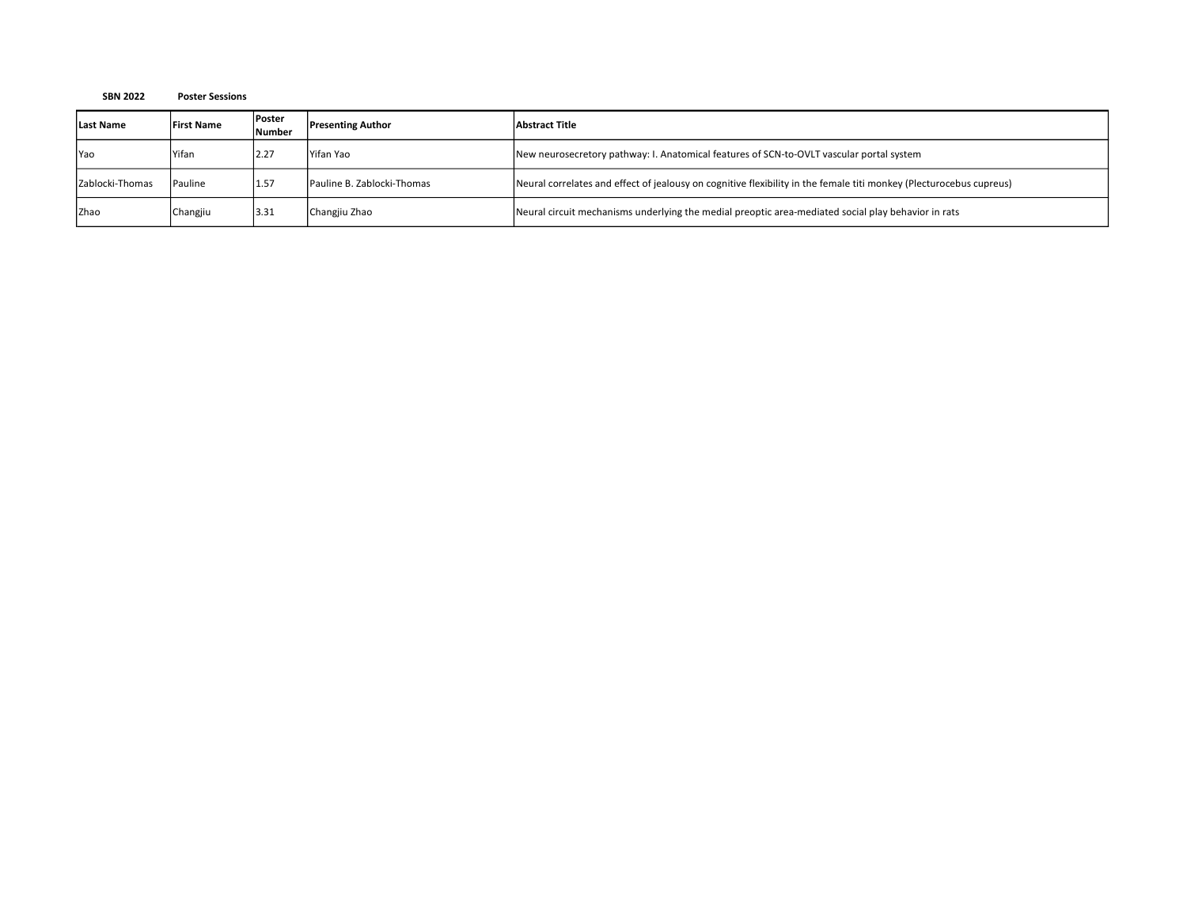| Last Name | First Name | Poster Number | Presenting Author | Abstract Title |
| --- | --- | --- | --- | --- |
| Yao | Yifan | 2.27 | Yifan Yao | New neurosecretory pathway: I. Anatomical features of SCN-to-OVLT vascular portal system |
| Zablocki-Thomas | Pauline | 1.57 | Pauline B. Zablocki-Thomas | Neural correlates and effect of jealousy on cognitive flexibility in the female titi monkey (Plecturocebus cupreus) |
| Zhao | Changjiu | 3.31 | Changjiu Zhao | Neural circuit mechanisms underlying the medial preoptic area-mediated social play behavior in rats |